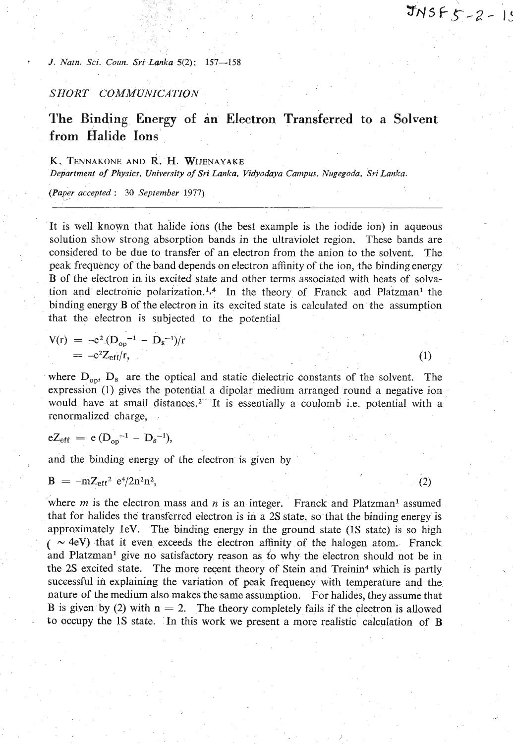*SHORT COMMUNICATION*

# The Binding Energy of an Electron Transferred to a Solvent from Halide Ions

K. TENNAKONE AND R. H. WIJENAYAKE

*Department of Physics, University of Sri Lanka, Vidyodaya Campus, Nugegoda, Sri Lanka.*

(*Paper accepted*: 30 *September* 1977)

---

It is well known that halide ions (the best example is the iodide ion) in aqueous solution show strong absorption bands in the ultraviolet region. These bands are considered to be due to transfer of an electron from the anion to the solvent. The peak frequency of the band depends on electron affinity of the ion, the binding energy B of the electron in its excited state and other terms associated with heats of solvation and electronic polarization.[1,4] In the theory of Franck and Platzman[1] the binding energy B of the electron in its excited state is calculated on the assumption that the electron is subjected to the potential

$$V(r) = -e^2 (D_{op}^{-1} - D_s^{-1})/r$$
$$= -e^2 Z_{eff}/r, \qquad (1)$$

where $D_{op}$, $D_s$ are the optical and static dielectric constants of the solvent. The expression (1) gives the potential a dipolar medium arranged round a negative ion would have at small distances.[2] It is essentially a coulomb i.e. potential with a renormalized charge,

$$eZ_{eff} = e (D_{op}^{-1} - D_s^{-1}),$$

and the binding energy of the electron is given by

$$B = -mZ_{eff}^2 e^4/2n^2n^2, \qquad (2)$$

where $m$ is the electron mass and $n$ is an integer. Franck and Platzman[1] assumed that for halides the transferred electron is in a 2S state, so that the binding energy is approximately 1eV. The binding energy in the ground state (1S state) is so high ( ~ 4eV) that it even exceeds the electron affinity of the halogen atom. Franck and Platzman[1] give no satisfactory reason as to why the electron should not be in the 2S excited state. The more recent theory of Stein and Treinin[4] which is partly successful in explaining the variation of peak frequency with temperature and the nature of the medium also makes the same assumption. For halides, they assume that B is given by (2) with n = 2. The theory completely fails if the electron is allowed to occupy the 1S state. In this work we present a more realistic calculation of B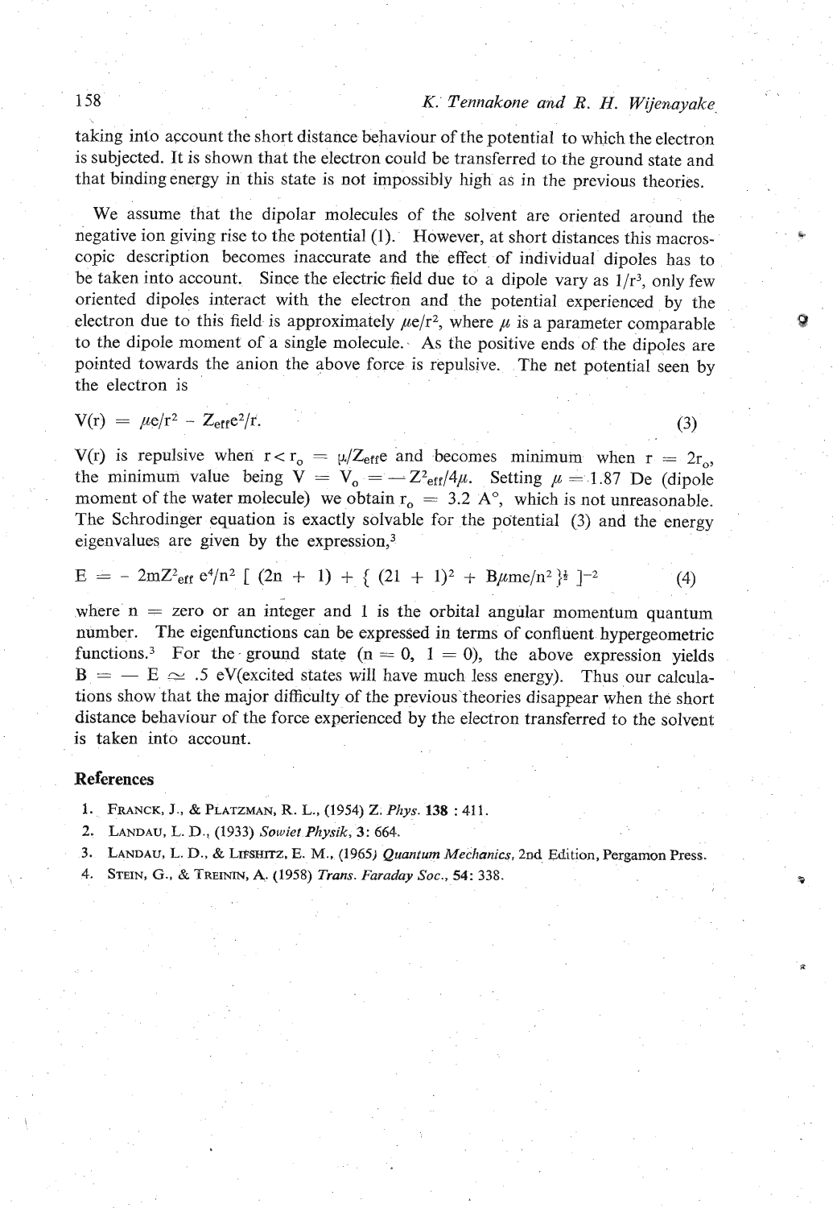taking into account the short distance behaviour of the potential to which the electron is subjected. It is shown that the electron could be transferred to the ground state and that binding energy in this state is not impossibly high as in the previous theories.

We assume that the dipolar molecules of the solvent are oriented around the negative ion giving rise to the potential (1). However, at short distances this macroscopic description becomes inaccurate and the effect of individual dipoles has to be taken into account. Since the electric field due to a dipole vary as $1/r^3$, only few oriented dipoles interact with the electron and the potential experienced by the electron due to this field is approximately $\mu e/r^2$, where $\mu$ is a parameter comparable to the dipole moment of a single molecule. As the positive ends of the dipoles are pointed towards the anion the above force is repulsive. The net potential seen by the electron is

$$V(r) = \mu e/r^2 - Z_{eff}e^2/r. \tag{3}$$

$V(r)$ is repulsive when $r < r_o = \mu/Z_{eff}e$ and becomes minimum when $r = 2r_o$, the minimum value being $V = V_o = -Z^2_{eff}/4\mu$. Setting $\mu = 1.87$ De (dipole moment of the water molecule) we obtain $r_o = 3.2$ A°, which is not unreasonable. The Schrodinger equation is exactly solvable for the potential (3) and the energy eigenvalues are given by the expression,[3]

$$E = -2mZ^2_{eff}\, e^4/n^2 \left[ (2n + 1) + \{ (2l + 1)^2 + B\mu me/n^2 \}^{\frac{1}{2}} \right]^{-2} \tag{4}$$

where n = zero or an integer and l is the orbital angular momentum quantum number. The eigenfunctions can be expressed in terms of confluent hypergeometric functions.[3] For the ground state ($n = 0$, $l = 0$), the above expression yields $B = -E \simeq .5$ eV(excited states will have much less energy). Thus our calculations show that the major difficulty of the previous theories disappear when the short distance behaviour of the force experienced by the electron transferred to the solvent is taken into account.

## References

1. Franck, J., & Platzman, R. L., (1954) Z. *Phys.* **138** : 411.
2. Landau, L. D., (1933) *Sowiet Physik*, 3: 664.
3. Landau, L. D., & Lifshitz, E. M., (1965) *Quantum Mechanics*, 2nd Edition, Pergamon Press.
4. Stein, G., & Treinin, A. (1958) *Trans. Faraday Soc.*, 54: 338.